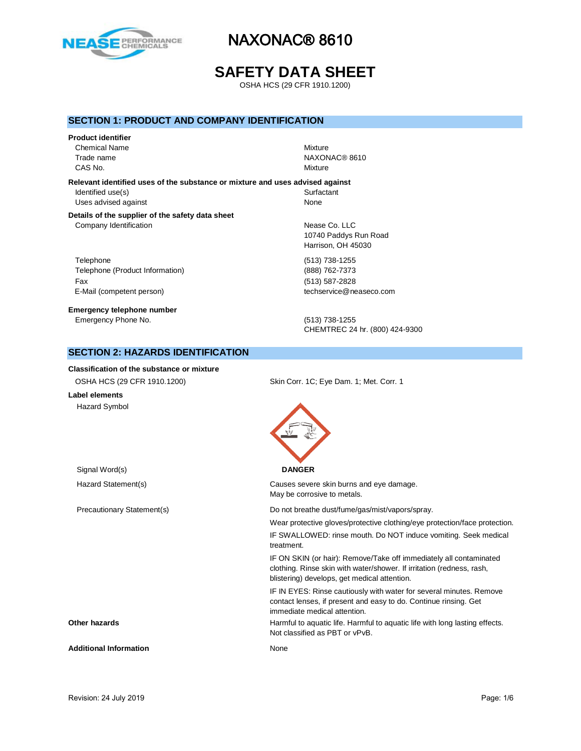# NAXONAC® 8610

# SAFETY DATA SHEET

OSHA HCS (29 CFR 1910.1200)

## SECTION 1: PRODUCT AND COMPANY IDENTIFICATION

**Product identifier**

| | |
|---|---|
| Chemical Name | Mixture |
| Trade name | NAXONAC® 8610 |
| CAS No. | Mixture |

**Relevant identified uses of the substance or mixture and uses advised against**

| | |
|---|---|
| Identified use(s) | Surfactant |
| Uses advised against | None |

**Details of the supplier of the safety data sheet**

| | |
|---|---|
| Company Identification | Nease Co. LLC<br>10740 Paddys Run Road<br>Harrison, OH 45030 |
| Telephone | (513) 738-1255 |
| Telephone (Product Information) | (888) 762-7373 |
| Fax | (513) 587-2828 |
| E-Mail (competent person) | techservice@neaseco.com |

**Emergency telephone number**

| | |
|---|---|
| Emergency Phone No. | (513) 738-1255<br>CHEMTREC 24 hr. (800) 424-9300 |

## SECTION 2: HAZARDS IDENTIFICATION

**Classification of the substance or mixture**

| | |
|---|---|
| OSHA HCS (29 CFR 1910.1200) | Skin Corr. 1C; Eye Dam. 1; Met. Corr. 1 |

**Label elements**

Hazard Symbol

Signal Word(s): **DANGER**

Hazard Statement(s):

Causes severe skin burns and eye damage.
May be corrosive to metals.

Precautionary Statement(s):

Do not breathe dust/fume/gas/mist/vapors/spray.

Wear protective gloves/protective clothing/eye protection/face protection.

IF SWALLOWED: rinse mouth. Do NOT induce vomiting. Seek medical treatment.

IF ON SKIN (or hair): Remove/Take off immediately all contaminated clothing. Rinse skin with water/shower. If irritation (redness, rash, blistering) develops, get medical attention.

IF IN EYES: Rinse cautiously with water for several minutes. Remove contact lenses, if present and easy to do. Continue rinsing. Get immediate medical attention.

**Other hazards**

Harmful to aquatic life. Harmful to aquatic life with long lasting effects. Not classified as PBT or vPvB.

**Additional Information**

None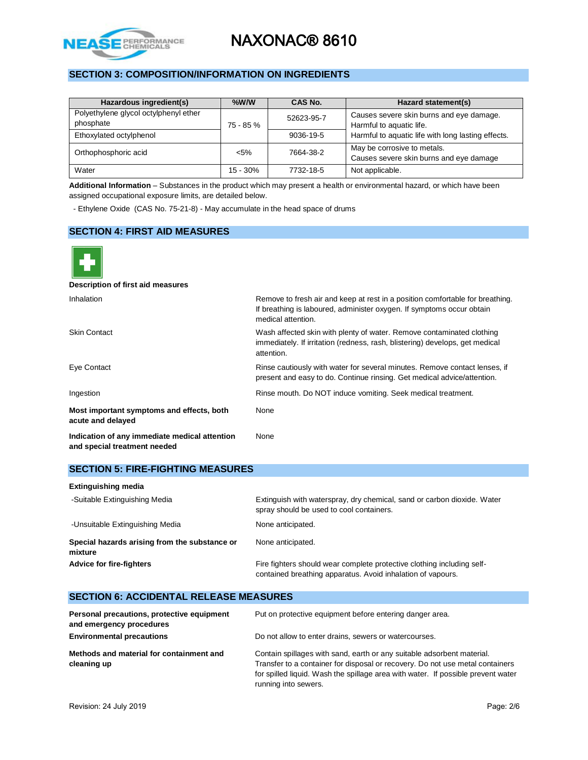## SECTION 3: COMPOSITION/INFORMATION ON INGREDIENTS

| Hazardous ingredient(s) | %W/W | CAS No. | Hazard statement(s) |
|---|---|---|---|
| Polyethylene glycol octylphenyl ether phosphate | 75 - 85 % | 52623-95-7 | Causes severe skin burns and eye damage. Harmful to aquatic life. Harmful to aquatic life with long lasting effects. |
| Ethoxylated octylphenol | | 9036-19-5 | |
| Orthophosphoric acid | <5% | 7664-38-2 | May be corrosive to metals. Causes severe skin burns and eye damage |
| Water | 15 - 30% | 7732-18-5 | Not applicable. |

**Additional Information** – Substances in the product which may present a health or environmental hazard, or which have been assigned occupational exposure limits, are detailed below.

- Ethylene Oxide (CAS No. 75-21-8) - May accumulate in the head space of drums

## SECTION 4: FIRST AID MEASURES

**Description of first aid measures**

| | |
|---|---|
| Inhalation | Remove to fresh air and keep at rest in a position comfortable for breathing. If breathing is laboured, administer oxygen. If symptoms occur obtain medical attention. |
| Skin Contact | Wash affected skin with plenty of water. Remove contaminated clothing immediately. If irritation (redness, rash, blistering) develops, get medical attention. |
| Eye Contact | Rinse cautiously with water for several minutes. Remove contact lenses, if present and easy to do. Continue rinsing. Get medical advice/attention. |
| Ingestion | Rinse mouth. Do NOT induce vomiting. Seek medical treatment. |
| **Most important symptoms and effects, both acute and delayed** | None |
| **Indication of any immediate medical attention and special treatment needed** | None |

## SECTION 5: FIRE-FIGHTING MEASURES

**Extinguishing media**

| | |
|---|---|
| -Suitable Extinguishing Media | Extinguish with waterspray, dry chemical, sand or carbon dioxide. Water spray should be used to cool containers. |
| -Unsuitable Extinguishing Media | None anticipated. |
| **Special hazards arising from the substance or mixture** | None anticipated. |
| **Advice for fire-fighters** | Fire fighters should wear complete protective clothing including self-contained breathing apparatus. Avoid inhalation of vapours. |

## SECTION 6: ACCIDENTAL RELEASE MEASURES

| | |
|---|---|
| **Personal precautions, protective equipment and emergency procedures** | Put on protective equipment before entering danger area. |
| **Environmental precautions** | Do not allow to enter drains, sewers or watercourses. |
| **Methods and material for containment and cleaning up** | Contain spillages with sand, earth or any suitable adsorbent material. Transfer to a container for disposal or recovery. Do not use metal containers for spilled liquid. Wash the spillage area with water. If possible prevent water running into sewers. |

Revision: 24 July 2019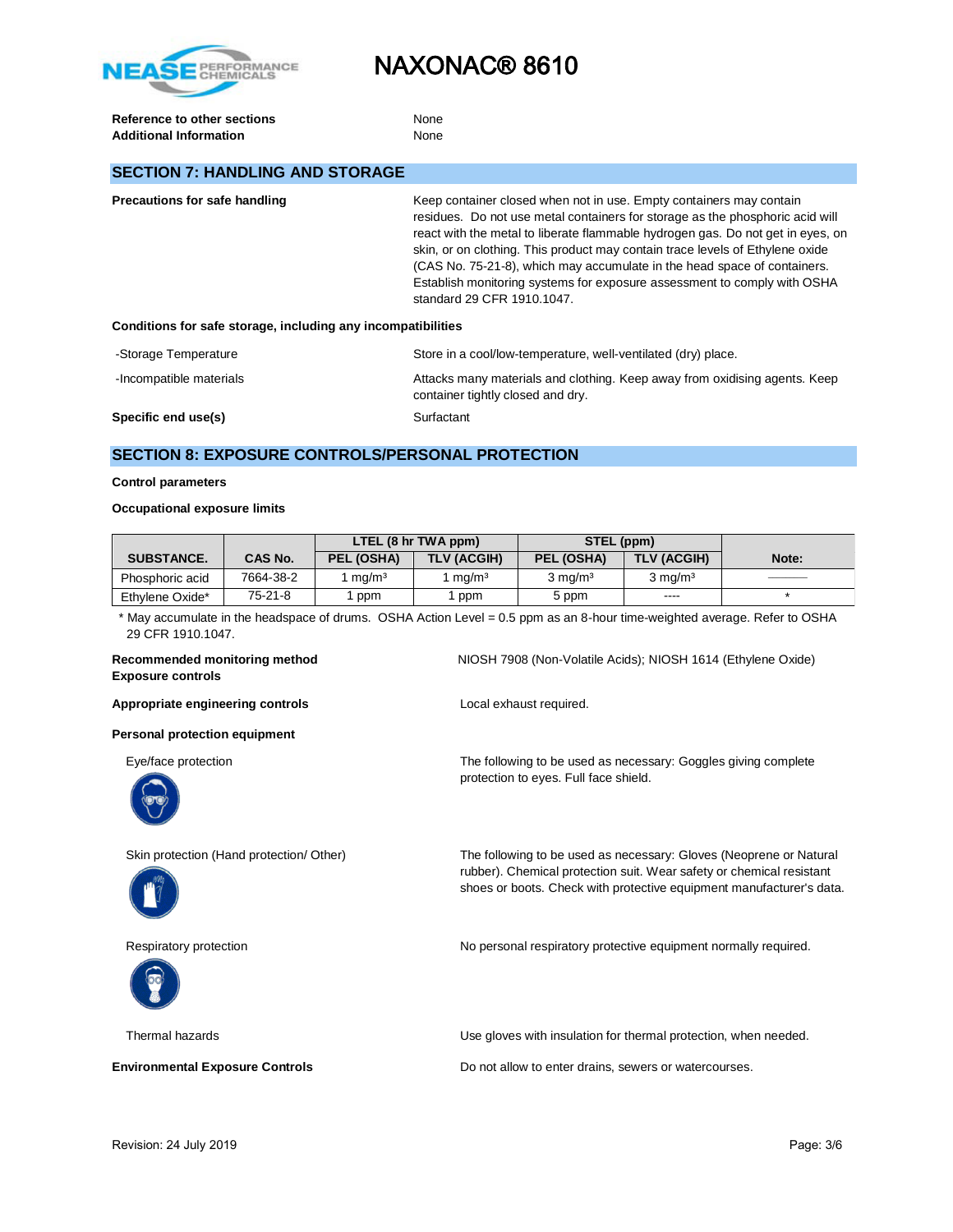**Reference to other sections** None
**Additional Information** None

## SECTION 7: HANDLING AND STORAGE

**Precautions for safe handling**

Keep container closed when not in use. Empty containers may contain residues. Do not use metal containers for storage as the phosphoric acid will react with the metal to liberate flammable hydrogen gas. Do not get in eyes, on skin, or on clothing. This product may contain trace levels of Ethylene oxide (CAS No. 75-21-8), which may accumulate in the head space of containers. Establish monitoring systems for exposure assessment to comply with OSHA standard 29 CFR 1910.1047.

**Conditions for safe storage, including any incompatibilities**

-Storage Temperature: Store in a cool/low-temperature, well-ventilated (dry) place.

-Incompatible materials: Attacks many materials and clothing. Keep away from oxidising agents. Keep container tightly closed and dry.

**Specific end use(s)**: Surfactant

## SECTION 8: EXPOSURE CONTROLS/PERSONAL PROTECTION

**Control parameters**

**Occupational exposure limits**

| SUBSTANCE. | CAS No. | LTEL (8 hr TWA ppm) | | STEL (ppm) | | Note: |
|---|---|---|---|---|---|---|
| | | PEL (OSHA) | TLV (ACGIH) | PEL (OSHA) | TLV (ACGIH) | |
| Phosphoric acid | 7664-38-2 | 1 mg/m³ | 1 mg/m³ | 3 mg/m³ | 3 mg/m³ | ——— |
| Ethylene Oxide* | 75-21-8 | 1 ppm | 1 ppm | 5 ppm | ---- | * |

* May accumulate in the headspace of drums. OSHA Action Level = 0.5 ppm as an 8-hour time-weighted average. Refer to OSHA 29 CFR 1910.1047.

**Recommended monitoring method**: NIOSH 7908 (Non-Volatile Acids); NIOSH 1614 (Ethylene Oxide)

**Exposure controls**

**Appropriate engineering controls**: Local exhaust required.

**Personal protection equipment**

Eye/face protection: The following to be used as necessary: Goggles giving complete protection to eyes. Full face shield.

Skin protection (Hand protection/ Other): The following to be used as necessary: Gloves (Neoprene or Natural rubber). Chemical protection suit. Wear safety or chemical resistant shoes or boots. Check with protective equipment manufacturer's data.

Respiratory protection: No personal respiratory protective equipment normally required.

Thermal hazards: Use gloves with insulation for thermal protection, when needed.

**Environmental Exposure Controls**: Do not allow to enter drains, sewers or watercourses.

Revision: 24 July 2019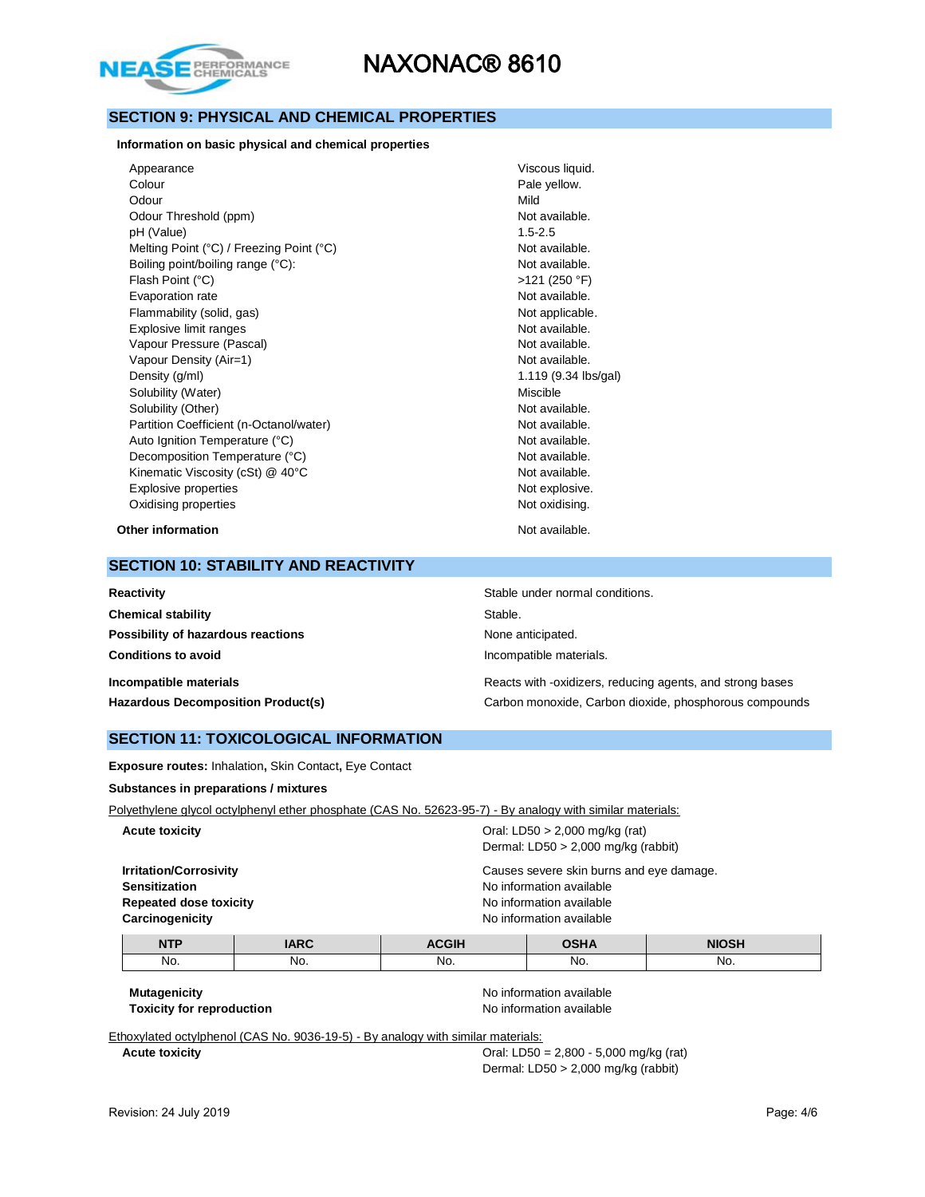## SECTION 9: PHYSICAL AND CHEMICAL PROPERTIES

**Information on basic physical and chemical properties**

| | |
|---|---|
| Appearance | Viscous liquid. |
| Colour | Pale yellow. |
| Odour | Mild |
| Odour Threshold (ppm) | Not available. |
| pH (Value) | 1.5-2.5 |
| Melting Point (°C) / Freezing Point (°C) | Not available. |
| Boiling point/boiling range (°C): | Not available. |
| Flash Point (°C) | >121 (250 °F) |
| Evaporation rate | Not available. |
| Flammability (solid, gas) | Not applicable. |
| Explosive limit ranges | Not available. |
| Vapour Pressure (Pascal) | Not available. |
| Vapour Density (Air=1) | Not available. |
| Density (g/ml) | 1.119 (9.34 lbs/gal) |
| Solubility (Water) | Miscible |
| Solubility (Other) | Not available. |
| Partition Coefficient (n-Octanol/water) | Not available. |
| Auto Ignition Temperature (°C) | Not available. |
| Decomposition Temperature (°C) | Not available. |
| Kinematic Viscosity (cSt) @ 40°C | Not available. |
| Explosive properties | Not explosive. |
| Oxidising properties | Not oxidising. |

**Other information** Not available.

## SECTION 10: STABILITY AND REACTIVITY

| | |
|---|---|
| **Reactivity** | Stable under normal conditions. |
| **Chemical stability** | Stable. |
| **Possibility of hazardous reactions** | None anticipated. |
| **Conditions to avoid** | Incompatible materials. |
| **Incompatible materials** | Reacts with -oxidizers, reducing agents, and strong bases |
| **Hazardous Decomposition Product(s)** | Carbon monoxide, Carbon dioxide, phosphorous compounds |

## SECTION 11: TOXICOLOGICAL INFORMATION

**Exposure routes:** Inhalation, Skin Contact, Eye Contact

**Substances in preparations / mixtures**

Polyethylene glycol octylphenyl ether phosphate (CAS No. 52623-95-7) - By analogy with similar materials:

| | |
|---|---|
| **Acute toxicity** | Oral: LD50 > 2,000 mg/kg (rat)<br>Dermal: LD50 > 2,000 mg/kg (rabbit) |
| **Irritation/Corrosivity** | Causes severe skin burns and eye damage. |
| **Sensitization** | No information available |
| **Repeated dose toxicity** | No information available |
| **Carcinogenicity** | No information available |

| NTP | IARC | ACGIH | OSHA | NIOSH |
|---|---|---|---|---|
| No. | No. | No. | No. | No. |

| | |
|---|---|
| **Mutagenicity** | No information available |
| **Toxicity for reproduction** | No information available |

Ethoxylated octylphenol (CAS No. 9036-19-5) - By analogy with similar materials:

| | |
|---|---|
| **Acute toxicity** | Oral: LD50 = 2,800 - 5,000 mg/kg (rat)<br>Dermal: LD50 > 2,000 mg/kg (rabbit) |

Revision: 24 July 2019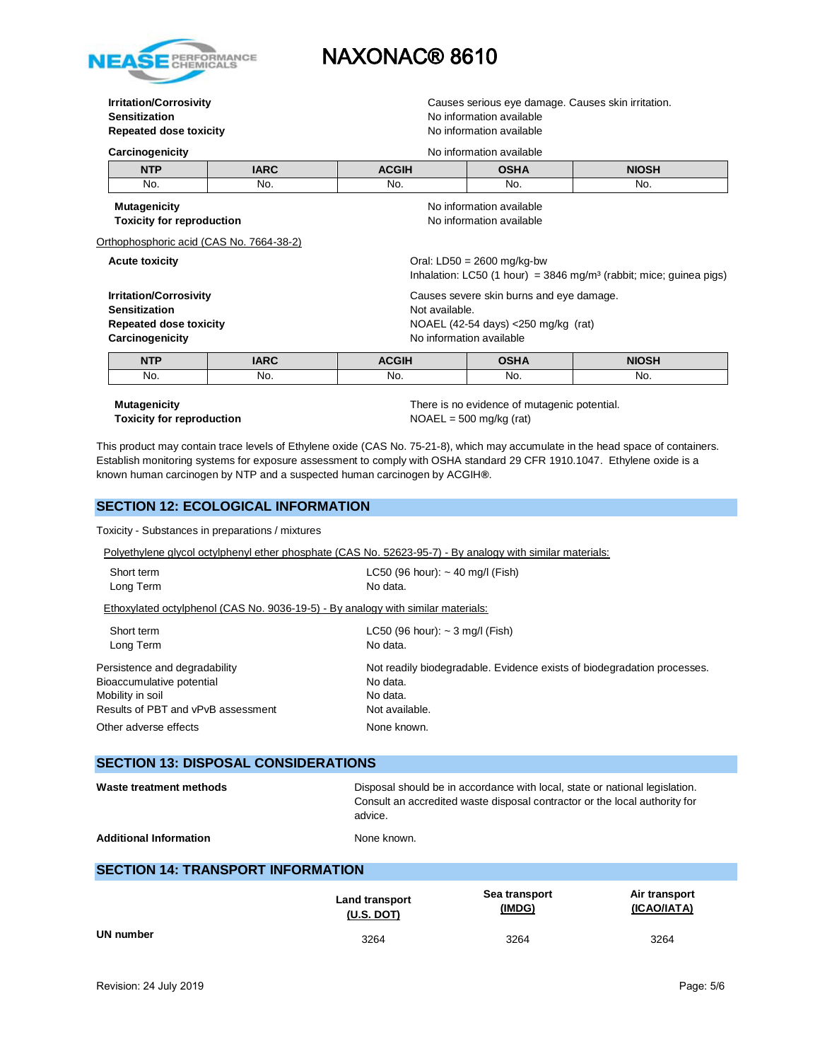**Irritation/Corrosivity** Causes serious eye damage. Causes skin irritation.
**Sensitization** No information available
**Repeated dose toxicity** No information available

**Carcinogenicity** No information available

| NTP | IARC | ACGIH | OSHA | NIOSH |
|---|---|---|---|---|
| No. | No. | No. | No. | No. |

**Mutagenicity** No information available
**Toxicity for reproduction** No information available

Orthophosphoric acid (CAS No. 7664-38-2)

**Acute toxicity** Oral: LD50 = 2600 mg/kg-bw
Inhalation: LC50 (1 hour) = 3846 mg/m³ (rabbit; mice; guinea pigs)

**Irritation/Corrosivity** Causes severe skin burns and eye damage.
**Sensitization** Not available.
**Repeated dose toxicity** NOAEL (42-54 days) <250 mg/kg (rat)
**Carcinogenicity** No information available

| NTP | IARC | ACGIH | OSHA | NIOSH |
|---|---|---|---|---|
| No. | No. | No. | No. | No. |

**Mutagenicity** There is no evidence of mutagenic potential.
**Toxicity for reproduction** NOAEL = 500 mg/kg (rat)

This product may contain trace levels of Ethylene oxide (CAS No. 75-21-8), which may accumulate in the head space of containers. Establish monitoring systems for exposure assessment to comply with OSHA standard 29 CFR 1910.1047. Ethylene oxide is a known human carcinogen by NTP and a suspected human carcinogen by ACGIH®.

## SECTION 12: ECOLOGICAL INFORMATION

Toxicity - Substances in preparations / mixtures

Polyethylene glycol octylphenyl ether phosphate (CAS No. 52623-95-7) - By analogy with similar materials:

Short term LC50 (96 hour): ~ 40 mg/l (Fish)
Long Term No data.

Ethoxylated octylphenol (CAS No. 9036-19-5) - By analogy with similar materials:

Short term LC50 (96 hour): ~ 3 mg/l (Fish)
Long Term No data.

Persistence and degradability Not readily biodegradable. Evidence exists of biodegradation processes.
Bioaccumulative potential No data.
Mobility in soil No data.
Results of PBT and vPvB assessment Not available.
Other adverse effects None known.

## SECTION 13: DISPOSAL CONSIDERATIONS

**Waste treatment methods** Disposal should be in accordance with local, state or national legislation. Consult an accredited waste disposal contractor or the local authority for advice.

**Additional Information** None known.

## SECTION 14: TRANSPORT INFORMATION

| | Land transport (U.S. DOT) | Sea transport (IMDG) | Air transport (ICAO/IATA) |
|---|---|---|---|
| **UN number** | 3264 | 3264 | 3264 |

Revision: 24 July 2019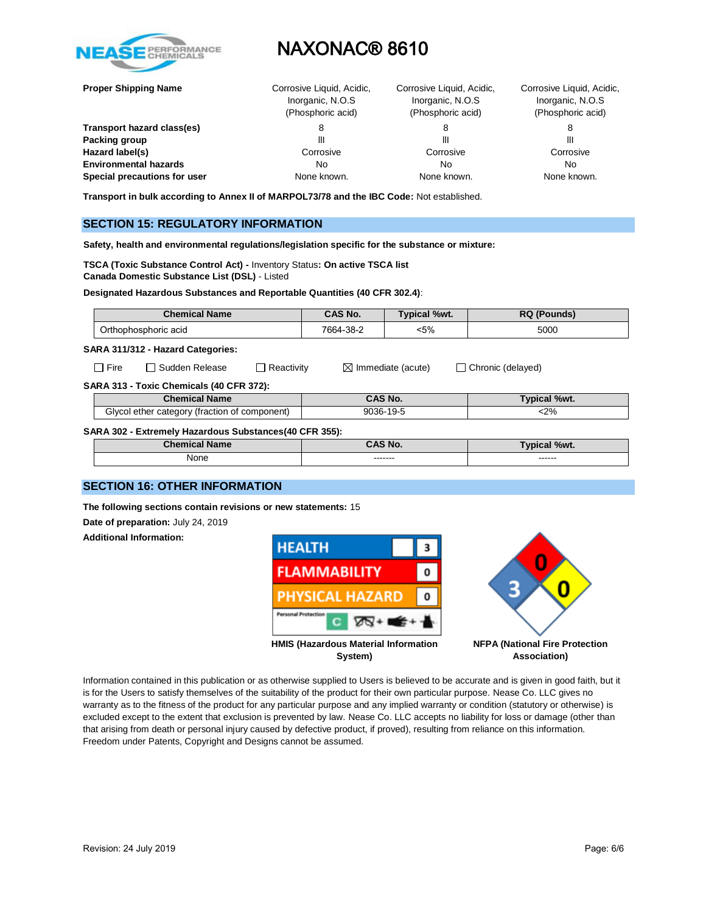| | | | |
|---|---|---|---|
| **Proper Shipping Name** | Corrosive Liquid, Acidic, Inorganic, N.O.S (Phosphoric acid) | Corrosive Liquid, Acidic, Inorganic, N.O.S (Phosphoric acid) | Corrosive Liquid, Acidic, Inorganic, N.O.S (Phosphoric acid) |
| **Transport hazard class(es)** | 8 | 8 | 8 |
| **Packing group** | III | III | III |
| **Hazard label(s)** | Corrosive | Corrosive | Corrosive |
| **Environmental hazards** | No | No | No |
| **Special precautions for user** | None known. | None known. | None known. |

**Transport in bulk according to Annex II of MARPOL73/78 and the IBC Code:** Not established.

## SECTION 15: REGULATORY INFORMATION

**Safety, health and environmental regulations/legislation specific for the substance or mixture:**

**TSCA (Toxic Substance Control Act) -** Inventory Status**: On active TSCA list**
**Canada Domestic Substance List (DSL)** - Listed

**Designated Hazardous Substances and Reportable Quantities (40 CFR 302.4)**:

| Chemical Name | CAS No. | Typical %wt. | RQ (Pounds) |
|---|---|---|---|
| Orthophosphoric acid | 7664-38-2 | <5% | 5000 |

**SARA 311/312 - Hazard Categories:**

☐ Fire ☐ Sudden Release ☐ Reactivity ☒ Immediate (acute) ☐ Chronic (delayed)

**SARA 313 - Toxic Chemicals (40 CFR 372):**

| Chemical Name | CAS No. | Typical %wt. |
|---|---|---|
| Glycol ether category (fraction of component) | 9036-19-5 | <2% |

**SARA 302 - Extremely Hazardous Substances(40 CFR 355):**

| Chemical Name | CAS No. | Typical %wt. |
|---|---|---|
| None | ------- | ------ |

## SECTION 16: OTHER INFORMATION

**The following sections contain revisions or new statements:** 15

**Date of preparation:** July 24, 2019

**Additional Information:**

HEALTH 3
FLAMMABILITY 0
PHYSICAL HAZARD 0
Personal Protection C

**HMIS (Hazardous Material Information System)**

0
3
0

**NFPA (National Fire Protection Association)**

Information contained in this publication or as otherwise supplied to Users is believed to be accurate and is given in good faith, but it is for the Users to satisfy themselves of the suitability of the product for their own particular purpose. Nease Co. LLC gives no warranty as to the fitness of the product for any particular purpose and any implied warranty or condition (statutory or otherwise) is excluded except to the extent that exclusion is prevented by law. Nease Co. LLC accepts no liability for loss or damage (other than that arising from death or personal injury caused by defective product, if proved), resulting from reliance on this information. Freedom under Patents, Copyright and Designs cannot be assumed.

Revision: 24 July 2019